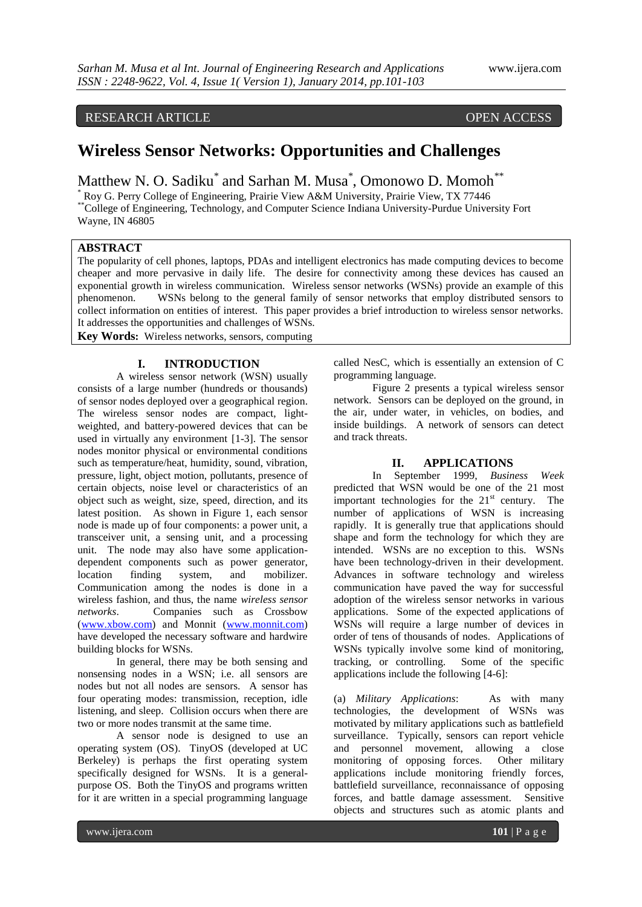RESEARCH ARTICLE OPEN ACCESS

# Wireless Sensor Networks: Opportunities and Challenges

Matthew N. O. Sadiku[*] and Sarhan M. Musa[*], Omonowo D. Momoh[**]

[*] Roy G. Perry College of Engineering, Prairie View A&M University, Prairie View, TX 77446
[**]College of Engineering, Technology, and Computer Science Indiana University-Purdue University Fort Wayne, IN 46805

## ABSTRACT

The popularity of cell phones, laptops, PDAs and intelligent electronics has made computing devices to become cheaper and more pervasive in daily life. The desire for connectivity among these devices has caused an exponential growth in wireless communication. Wireless sensor networks (WSNs) provide an example of this phenomenon. WSNs belong to the general family of sensor networks that employ distributed sensors to collect information on entities of interest. This paper provides a brief introduction to wireless sensor networks. It addresses the opportunities and challenges of WSNs.

**Key Words:** Wireless networks, sensors, computing

## I. INTRODUCTION

A wireless sensor network (WSN) usually consists of a large number (hundreds or thousands) of sensor nodes deployed over a geographical region. The wireless sensor nodes are compact, light-weighted, and battery-powered devices that can be used in virtually any environment [1-3]. The sensor nodes monitor physical or environmental conditions such as temperature/heat, humidity, sound, vibration, pressure, light, object motion, pollutants, presence of certain objects, noise level or characteristics of an object such as weight, size, speed, direction, and its latest position. As shown in Figure 1, each sensor node is made up of four components: a power unit, a transceiver unit, a sensing unit, and a processing unit. The node may also have some application-dependent components such as power generator, location finding system, and mobilizer. Communication among the nodes is done in a wireless fashion, and thus, the name *wireless sensor networks*. Companies such as Crossbow (www.xbow.com) and Monnit (www.monnit.com) have developed the necessary software and hardwire building blocks for WSNs.

In general, there may be both sensing and nonsensing nodes in a WSN; i.e. all sensors are nodes but not all nodes are sensors. A sensor has four operating modes: transmission, reception, idle listening, and sleep. Collision occurs when there are two or more nodes transmit at the same time.

A sensor node is designed to use an operating system (OS). TinyOS (developed at UC Berkeley) is perhaps the first operating system specifically designed for WSNs. It is a general-purpose OS. Both the TinyOS and programs written for it are written in a special programming language called NesC, which is essentially an extension of C programming language.

Figure 2 presents a typical wireless sensor network. Sensors can be deployed on the ground, in the air, under water, in vehicles, on bodies, and inside buildings. A network of sensors can detect and track threats.

## II. APPLICATIONS

In September 1999, *Business Week* predicted that WSN would be one of the 21 most important technologies for the 21[st] century. The number of applications of WSN is increasing rapidly. It is generally true that applications should shape and form the technology for which they are intended. WSNs are no exception to this. WSNs have been technology-driven in their development. Advances in software technology and wireless communication have paved the way for successful adoption of the wireless sensor networks in various applications. Some of the expected applications of WSNs will require a large number of devices in order of tens of thousands of nodes. Applications of WSNs typically involve some kind of monitoring, tracking, or controlling. Some of the specific applications include the following [4-6]:

(a) *Military Applications*: As with many technologies, the development of WSNs was motivated by military applications such as battlefield surveillance. Typically, sensors can report vehicle and personnel movement, allowing a close monitoring of opposing forces. Other military applications include monitoring friendly forces, battlefield surveillance, reconnaissance of opposing forces, and battle damage assessment. Sensitive objects and structures such as atomic plants and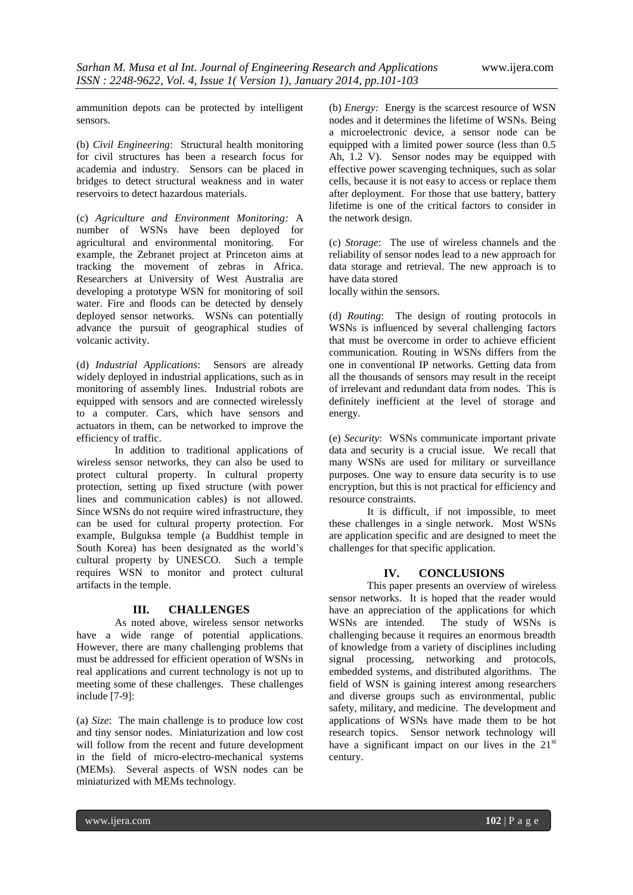ammunition depots can be protected by intelligent sensors.

(b) *Civil Engineering*: Structural health monitoring for civil structures has been a research focus for academia and industry. Sensors can be placed in bridges to detect structural weakness and in water reservoirs to detect hazardous materials.

(c) *Agriculture and Environment Monitoring:* A number of WSNs have been deployed for agricultural and environmental monitoring. For example, the Zebranet project at Princeton aims at tracking the movement of zebras in Africa. Researchers at University of West Australia are developing a prototype WSN for monitoring of soil water. Fire and floods can be detected by densely deployed sensor networks. WSNs can potentially advance the pursuit of geographical studies of volcanic activity.

(d) *Industrial Applications*: Sensors are already widely deployed in industrial applications, such as in monitoring of assembly lines. Industrial robots are equipped with sensors and are connected wirelessly to a computer. Cars, which have sensors and actuators in them, can be networked to improve the efficiency of traffic.

In addition to traditional applications of wireless sensor networks, they can also be used to protect cultural property. In cultural property protection, setting up fixed structure (with power lines and communication cables) is not allowed. Since WSNs do not require wired infrastructure, they can be used for cultural property protection. For example, Bulguksa temple (a Buddhist temple in South Korea) has been designated as the world's cultural property by UNESCO. Such a temple requires WSN to monitor and protect cultural artifacts in the temple.

## III. CHALLENGES

As noted above, wireless sensor networks have a wide range of potential applications. However, there are many challenging problems that must be addressed for efficient operation of WSNs in real applications and current technology is not up to meeting some of these challenges. These challenges include [7-9]:

(a) *Size*: The main challenge is to produce low cost and tiny sensor nodes. Miniaturization and low cost will follow from the recent and future development in the field of micro-electro-mechanical systems (MEMs). Several aspects of WSN nodes can be miniaturized with MEMs technology.

(b) *Energy:* Energy is the scarcest resource of WSN nodes and it determines the lifetime of WSNs. Being a microelectronic device, a sensor node can be equipped with a limited power source (less than 0.5 Ah, 1.2 V). Sensor nodes may be equipped with effective power scavenging techniques, such as solar cells, because it is not easy to access or replace them after deployment. For those that use battery, battery lifetime is one of the critical factors to consider in the network design.

(c) *Storage*: The use of wireless channels and the reliability of sensor nodes lead to a new approach for data storage and retrieval. The new approach is to have data stored locally within the sensors.

(d) *Routing*: The design of routing protocols in WSNs is influenced by several challenging factors that must be overcome in order to achieve efficient communication. Routing in WSNs differs from the one in conventional IP networks. Getting data from all the thousands of sensors may result in the receipt of irrelevant and redundant data from nodes. This is definitely inefficient at the level of storage and energy.

(e) *Security*: WSNs communicate important private data and security is a crucial issue. We recall that many WSNs are used for military or surveillance purposes. One way to ensure data security is to use encryption, but this is not practical for efficiency and resource constraints.

It is difficult, if not impossible, to meet these challenges in a single network. Most WSNs are application specific and are designed to meet the challenges for that specific application.

## IV. CONCLUSIONS

This paper presents an overview of wireless sensor networks. It is hoped that the reader would have an appreciation of the applications for which WSNs are intended. The study of WSNs is challenging because it requires an enormous breadth of knowledge from a variety of disciplines including signal processing, networking and protocols, embedded systems, and distributed algorithms. The field of WSN is gaining interest among researchers and diverse groups such as environmental, public safety, military, and medicine. The development and applications of WSNs have made them to be hot research topics. Sensor network technology will have a significant impact on our lives in the 21st century.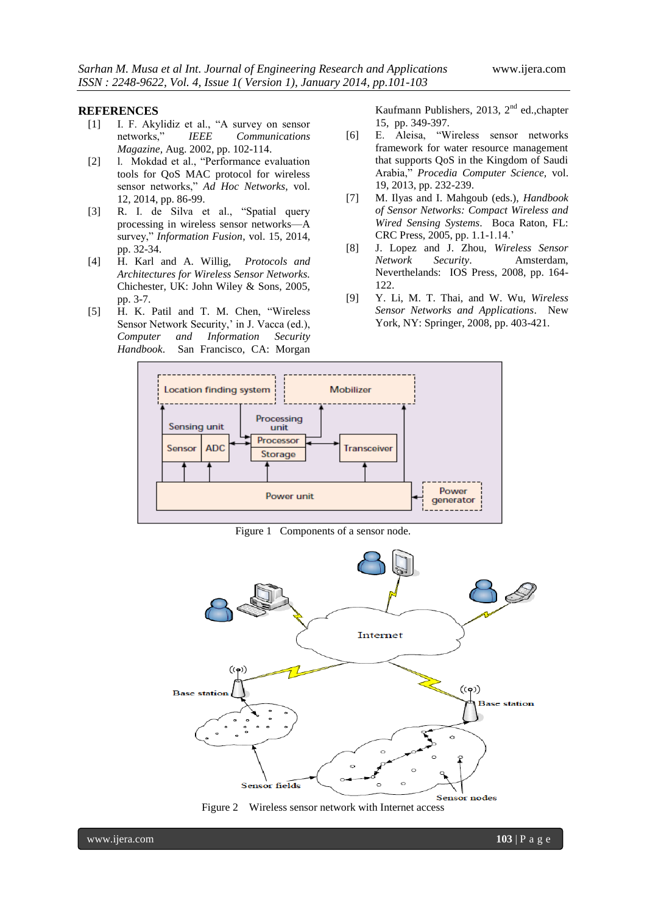## REFERENCES

[1] I. F. Akylidiz et al., "A survey on sensor networks," *IEEE Communications Magazine*, Aug. 2002, pp. 102-114.

[2] l. Mokdad et al., "Performance evaluation tools for QoS MAC protocol for wireless sensor networks," *Ad Hoc Networks*, vol. 12, 2014, pp. 86-99.

[3] R. I. de Silva et al., "Spatial query processing in wireless sensor networks—A survey," *Information Fusion*, vol. 15, 2014, pp. 32-34.

[4] H. Karl and A. Willig, *Protocols and Architectures for Wireless Sensor Networks.* Chichester, UK: John Wiley & Sons, 2005, pp. 3-7.

[5] H. K. Patil and T. M. Chen, "Wireless Sensor Network Security,' in J. Vacca (ed.), *Computer and Information Security Handbook*. San Francisco, CA: Morgan Kaufmann Publishers, 2013, 2nd ed.,chapter 15, pp. 349-397.

[6] E. Aleisa, "Wireless sensor networks framework for water resource management that supports QoS in the Kingdom of Saudi Arabia," *Procedia Computer Science*, vol. 19, 2013, pp. 232-239.

[7] M. Ilyas and I. Mahgoub (eds.), *Handbook of Sensor Networks: Compact Wireless and Wired Sensing Systems*. Boca Raton, FL: CRC Press, 2005, pp. 1.1-1.14.'

[8] J. Lopez and J. Zhou, *Wireless Sensor Network Security*. Amsterdam, Neverthelands: IOS Press, 2008, pp. 164-122.

[9] Y. Li, M. T. Thai, and W. Wu, *Wireless Sensor Networks and Applications*. New York, NY: Springer, 2008, pp. 403-421.

Location finding system
Mobilizer
Sensing unit
Processing unit
Sensor
ADC
Processor
Storage
Transceiver
Power unit
Power generator

Figure 1 Components of a sensor node.

Internet
Base station
Base station
Sensor fields
Sensor nodes

Figure 2 Wireless sensor network with Internet access